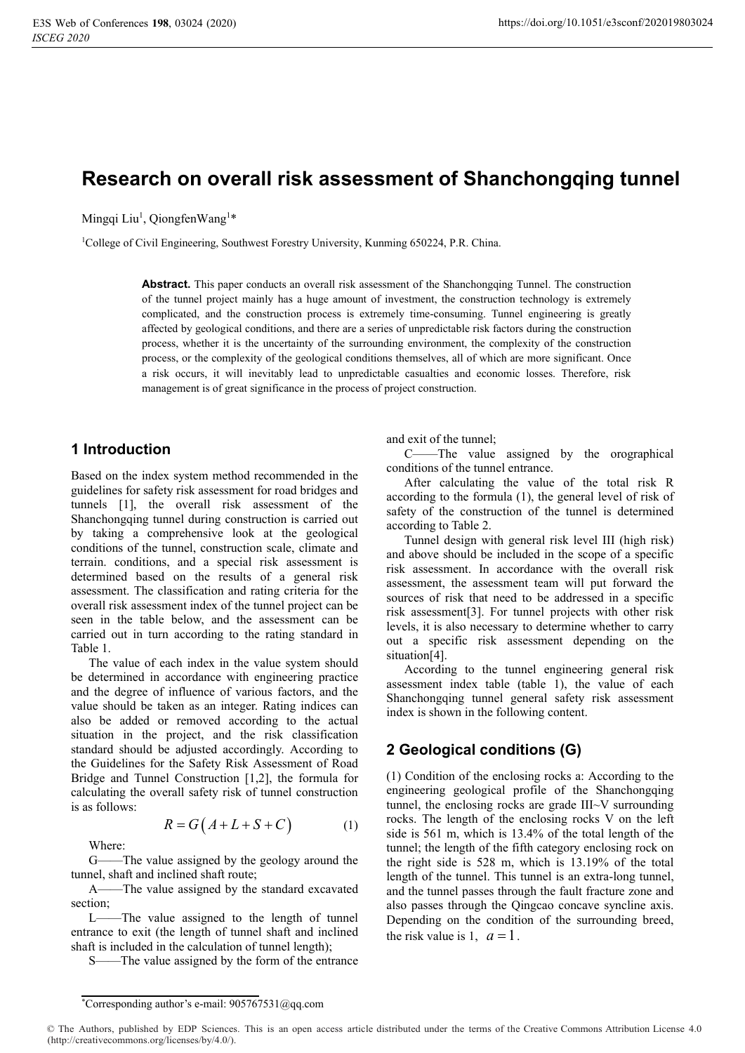# Research on overall risk assessment of Shanchongqing tunnel

Mingqi Liu[1], QiongfenWang[1]*

[1]College of Civil Engineering, Southwest Forestry University, Kunming 650224, P.R. China.

**Abstract.** This paper conducts an overall risk assessment of the Shanchongqing Tunnel. The construction of the tunnel project mainly has a huge amount of investment, the construction technology is extremely complicated, and the construction process is extremely time-consuming. Tunnel engineering is greatly affected by geological conditions, and there are a series of unpredictable risk factors during the construction process, whether it is the uncertainty of the surrounding environment, the complexity of the construction process, or the complexity of the geological conditions themselves, all of which are more significant. Once a risk occurs, it will inevitably lead to unpredictable casualties and economic losses. Therefore, risk management is of great significance in the process of project construction.

## 1 Introduction

Based on the index system method recommended in the guidelines for safety risk assessment for road bridges and tunnels [1], the overall risk assessment of the Shanchongqing tunnel during construction is carried out by taking a comprehensive look at the geological conditions of the tunnel, construction scale, climate and terrain. conditions, and a special risk assessment is determined based on the results of a general risk assessment. The classification and rating criteria for the overall risk assessment index of the tunnel project can be seen in the table below, and the assessment can be carried out in turn according to the rating standard in Table 1.

The value of each index in the value system should be determined in accordance with engineering practice and the degree of influence of various factors, and the value should be taken as an integer. Rating indices can also be added or removed according to the actual situation in the project, and the risk classification standard should be adjusted accordingly. According to the Guidelines for the Safety Risk Assessment of Road Bridge and Tunnel Construction [1,2], the formula for calculating the overall safety risk of tunnel construction is as follows:

$$R = G\left(A + L + S + C\right) \tag{1}$$

Where:

G——The value assigned by the geology around the tunnel, shaft and inclined shaft route;

A——The value assigned by the standard excavated section;

L——The value assigned to the length of tunnel entrance to exit (the length of tunnel shaft and inclined shaft is included in the calculation of tunnel length);

S——The value assigned by the form of the entrance and exit of the tunnel;

C——The value assigned by the orographical conditions of the tunnel entrance.

After calculating the value of the total risk R according to the formula (1), the general level of risk of safety of the construction of the tunnel is determined according to Table 2.

Tunnel design with general risk level III (high risk) and above should be included in the scope of a specific risk assessment. In accordance with the overall risk assessment, the assessment team will put forward the sources of risk that need to be addressed in a specific risk assessment[3]. For tunnel projects with other risk levels, it is also necessary to determine whether to carry out a specific risk assessment depending on the situation[4].

According to the tunnel engineering general risk assessment index table (table 1), the value of each Shanchongqing tunnel general safety risk assessment index is shown in the following content.

## 2 Geological conditions (G)

(1) Condition of the enclosing rocks a: According to the engineering geological profile of the Shanchongqing tunnel, the enclosing rocks are grade III~V surrounding rocks. The length of the enclosing rocks V on the left side is 561 m, which is 13.4% of the total length of the tunnel; the length of the fifth category enclosing rock on the right side is 528 m, which is 13.19% of the total length of the tunnel. This tunnel is an extra-long tunnel, and the tunnel passes through the fault fracture zone and also passes through the Qingcao concave syncline axis. Depending on the condition of the surrounding breed, the risk value is 1, $a = 1$.

*Corresponding author's e-mail: 905767531@qq.com

© The Authors, published by EDP Sciences. This is an open access article distributed under the terms of the Creative Commons Attribution License 4.0 (http://creativecommons.org/licenses/by/4.0/).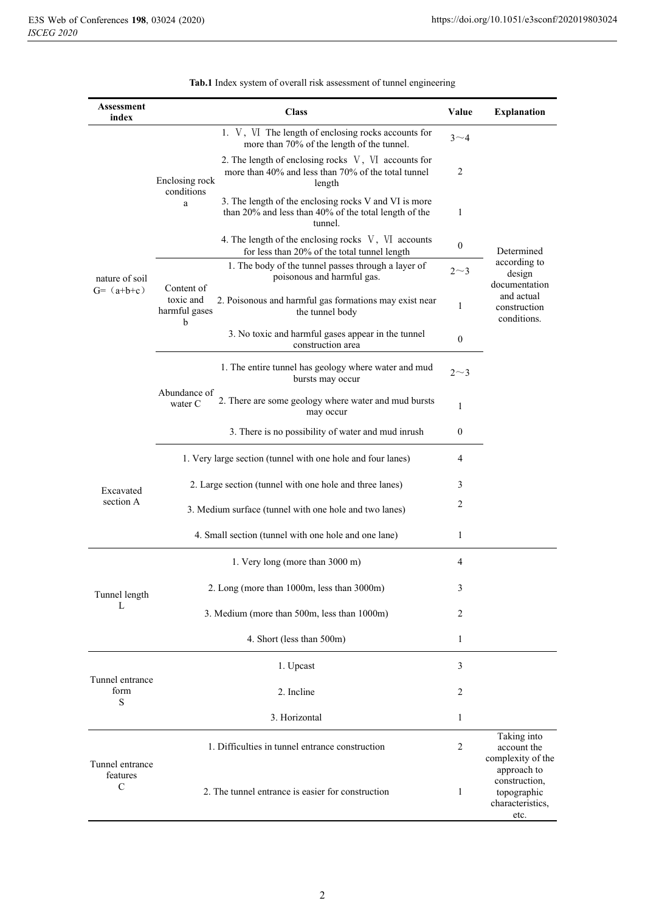**Tab.1** Index system of overall risk assessment of tunnel engineering

| Assessment index | | Class | Value | Explanation |
|---|---|---|---|---|
| nature of soil G=（a+b+c） | Enclosing rock conditions a | 1. Ⅴ, Ⅵ The length of enclosing rocks accounts for more than 70% of the length of the tunnel. | 3～4 | Determined according to design documentation and actual construction conditions. |
| | | 2. The length of enclosing rocks Ⅴ, Ⅵ accounts for more than 40% and less than 70% of the total tunnel length | 2 | |
| | | 3. The length of the enclosing rocks V and VI is more than 20% and less than 40% of the total length of the tunnel. | 1 | |
| | | 4. The length of the enclosing rocks Ⅴ, Ⅵ accounts for less than 20% of the total tunnel length | 0 | |
| | Content of toxic and harmful gases b | 1. The body of the tunnel passes through a layer of poisonous and harmful gas. | 2～3 | |
| | | 2. Poisonous and harmful gas formations may exist near the tunnel body | 1 | |
| | | 3. No toxic and harmful gases appear in the tunnel construction area | 0 | |
| | Abundance of water C | 1. The entire tunnel has geology where water and mud bursts may occur | 2～3 | |
| | | 2. There are some geology where water and mud bursts may occur | 1 | |
| | | 3. There is no possibility of water and mud inrush | 0 | |
| Excavated section A | | 1. Very large section (tunnel with one hole and four lanes) | 4 | |
| | | 2. Large section (tunnel with one hole and three lanes) | 3 | |
| | | 3. Medium surface (tunnel with one hole and two lanes) | 2 | |
| | | 4. Small section (tunnel with one hole and one lane) | 1 | |
| Tunnel length L | | 1. Very long (more than 3000 m) | 4 | |
| | | 2. Long (more than 1000m, less than 3000m) | 3 | |
| | | 3. Medium (more than 500m, less than 1000m) | 2 | |
| | | 4. Short (less than 500m) | 1 | |
| Tunnel entrance form S | | 1. Upcast | 3 | |
| | | 2. Incline | 2 | |
| | | 3. Horizontal | 1 | |
| Tunnel entrance features C | | 1. Difficulties in tunnel entrance construction | 2 | Taking into account the complexity of the approach to construction, topographic characteristics, etc. |
| | | 2. The tunnel entrance is easier for construction | 1 | |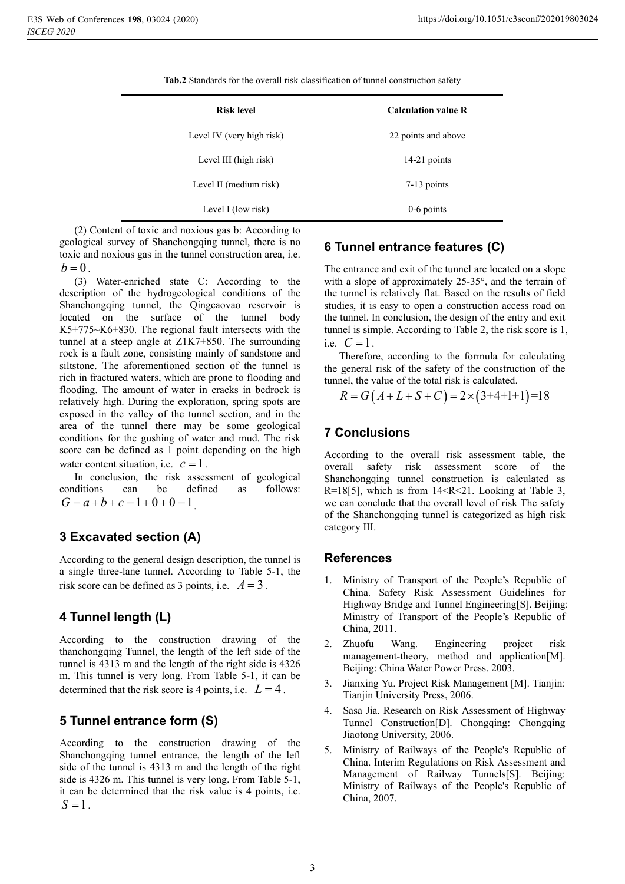**Tab.2** Standards for the overall risk classification of tunnel construction safety

| Risk level | Calculation value R |
|---|---|
| Level IV (very high risk) | 22 points and above |
| Level III (high risk) | 14-21 points |
| Level II (medium risk) | 7-13 points |
| Level I (low risk) | 0-6 points |

(2) Content of toxic and noxious gas b: According to geological survey of Shanchongqing tunnel, there is no toxic and noxious gas in the tunnel construction area, i.e. $b = 0$.

(3) Water-enriched state C: According to the description of the hydrogeological conditions of the Shanchongqing tunnel, the Qingcaovao reservoir is located on the surface of the tunnel body K5+775~K6+830. The regional fault intersects with the tunnel at a steep angle at Z1K7+850. The surrounding rock is a fault zone, consisting mainly of sandstone and siltstone. The aforementioned section of the tunnel is rich in fractured waters, which are prone to flooding and flooding. The amount of water in cracks in bedrock is relatively high. During the exploration, spring spots are exposed in the valley of the tunnel section, and in the area of the tunnel there may be some geological conditions for the gushing of water and mud. The risk score can be defined as 1 point depending on the high water content situation, i.e. $c = 1$.

In conclusion, the risk assessment of geological conditions can be defined as follows: $G = a + b + c = 1 + 0 + 0 = 1$.

## 3 Excavated section (A)

According to the general design description, the tunnel is a single three-lane tunnel. According to Table 5-1, the risk score can be defined as 3 points, i.e. $A = 3$.

## 4 Tunnel length (L)

According to the construction drawing of the thanchongqing Tunnel, the length of the left side of the tunnel is 4313 m and the length of the right side is 4326 m. This tunnel is very long. From Table 5-1, it can be determined that the risk score is 4 points, i.e. $L = 4$.

## 5 Tunnel entrance form (S)

According to the construction drawing of the Shanchongqing tunnel entrance, the length of the left side of the tunnel is 4313 m and the length of the right side is 4326 m. This tunnel is very long. From Table 5-1, it can be determined that the risk value is 4 points, i.e. $S = 1$.

## 6 Tunnel entrance features (C)

The entrance and exit of the tunnel are located on a slope with a slope of approximately 25-35°, and the terrain of the tunnel is relatively flat. Based on the results of field studies, it is easy to open a construction access road on the tunnel. In conclusion, the design of the entry and exit tunnel is simple. According to Table 2, the risk score is 1, i.e. $C = 1$.

Therefore, according to the formula for calculating the general risk of the safety of the construction of the tunnel, the value of the total risk is calculated.

$$R = G\left(A + L + S + C\right) = 2 \times \left(3+4+1+1\right) = 18$$

## 7 Conclusions

According to the overall risk assessment table, the overall safety risk assessment score of the Shanchongqing tunnel construction is calculated as R=18[5], which is from 14<R<21. Looking at Table 3, we can conclude that the overall level of risk The safety of the Shanchongqing tunnel is categorized as high risk category III.

## References

1. Ministry of Transport of the People's Republic of China. Safety Risk Assessment Guidelines for Highway Bridge and Tunnel Engineering[S]. Beijing: Ministry of Transport of the People's Republic of China, 2011.
2. Zhuofu Wang. Engineering project risk management-theory, method and application[M]. Beijing: China Water Power Press. 2003.
3. Jianxing Yu. Project Risk Management [M]. Tianjin: Tianjin University Press, 2006.
4. Sasa Jia. Research on Risk Assessment of Highway Tunnel Construction[D]. Chongqing: Chongqing Jiaotong University, 2006.
5. Ministry of Railways of the People's Republic of China. Interim Regulations on Risk Assessment and Management of Railway Tunnels[S]. Beijing: Ministry of Railways of the People's Republic of China, 2007.